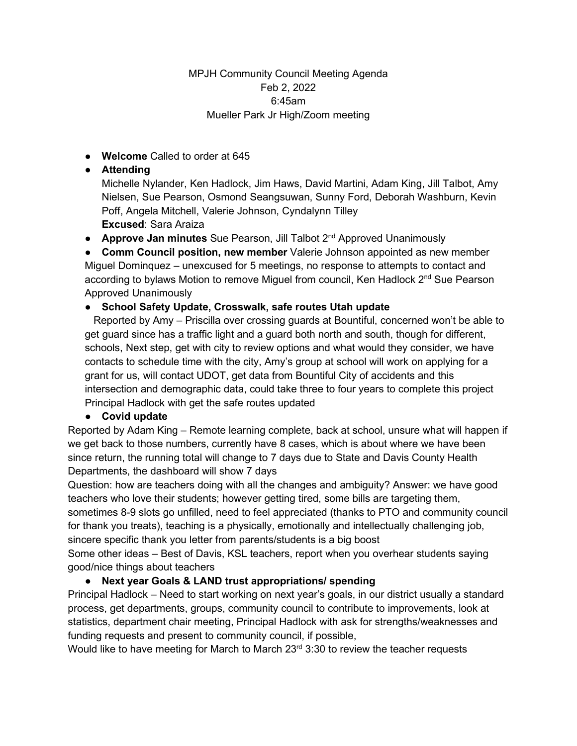MPJH Community Council Meeting Agenda
Feb 2, 2022
6:45am
Mueller Park Jr High/Zoom meeting

- **Welcome** Called to order at 645
- **Attending**
  Michelle Nylander, Ken Hadlock, Jim Haws, David Martini, Adam King, Jill Talbot, Amy Nielsen, Sue Pearson, Osmond Seangsuwan, Sunny Ford, Deborah Washburn, Kevin Poff, Angela Mitchell, Valerie Johnson, Cyndalynn Tilley
  **Excused**: Sara Araiza
- **Approve Jan minutes** Sue Pearson, Jill Talbot 2nd Approved Unanimously
- **Comm Council position, new member** Valerie Johnson appointed as new member Miguel Dominquez – unexcused for 5 meetings, no response to attempts to contact and according to bylaws Motion to remove Miguel from council, Ken Hadlock 2nd Sue Pearson Approved Unanimously
- **School Safety Update, Crosswalk, safe routes Utah update**
  Reported by Amy – Priscilla over crossing guards at Bountiful, concerned won't be able to get guard since has a traffic light and a guard both north and south, though for different, schools, Next step, get with city to review options and what would they consider, we have contacts to schedule time with the city, Amy's group at school will work on applying for a grant for us, will contact UDOT, get data from Bountiful City of accidents and this intersection and demographic data, could take three to four years to complete this project Principal Hadlock with get the safe routes updated
- **Covid update**

Reported by Adam King – Remote learning complete, back at school, unsure what will happen if we get back to those numbers, currently have 8 cases, which is about where we have been since return, the running total will change to 7 days due to State and Davis County Health Departments, the dashboard will show 7 days

Question: how are teachers doing with all the changes and ambiguity? Answer: we have good teachers who love their students; however getting tired, some bills are targeting them, sometimes 8-9 slots go unfilled, need to feel appreciated (thanks to PTO and community council for thank you treats), teaching is a physically, emotionally and intellectually challenging job, sincere specific thank you letter from parents/students is a big boost

Some other ideas – Best of Davis, KSL teachers, report when you overhear students saying good/nice things about teachers

- **Next year Goals & LAND trust appropriations/ spending**

Principal Hadlock – Need to start working on next year's goals, in our district usually a standard process, get departments, groups, community council to contribute to improvements, look at statistics, department chair meeting, Principal Hadlock with ask for strengths/weaknesses and funding requests and present to community council, if possible,

Would like to have meeting for March to March 23rd 3:30 to review the teacher requests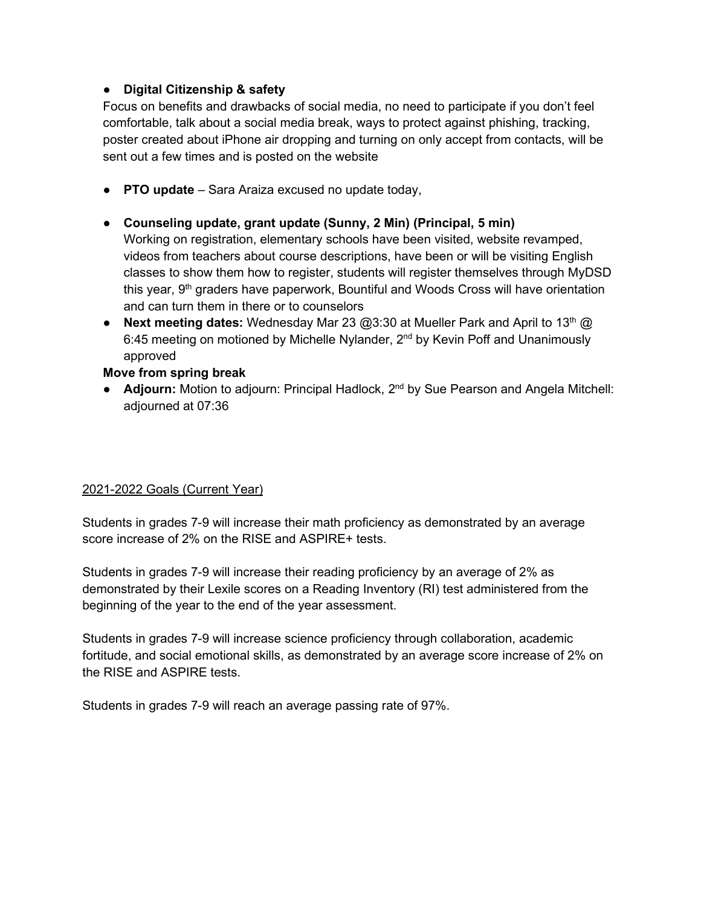- **Digital Citizenship & safety**

  Focus on benefits and drawbacks of social media, no need to participate if you don't feel comfortable, talk about a social media break, ways to protect against phishing, tracking, poster created about iPhone air dropping and turning on only accept from contacts, will be sent out a few times and is posted on the website

- **PTO update** – Sara Araiza excused no update today,

- **Counseling update, grant update (Sunny, 2 Min) (Principal, 5 min)**

  Working on registration, elementary schools have been visited, website revamped, videos from teachers about course descriptions, have been or will be visiting English classes to show them how to register, students will register themselves through MyDSD this year, 9th graders have paperwork, Bountiful and Woods Cross will have orientation and can turn them in there or to counselors
- **Next meeting dates:** Wednesday Mar 23 @3:30 at Mueller Park and April to 13th @ 6:45 meeting on motioned by Michelle Nylander, 2nd by Kevin Poff and Unanimously approved

**Move from spring break**

- **Adjourn:** Motion to adjourn: Principal Hadlock, 2nd by Sue Pearson and Angela Mitchell: adjourned at 07:36

<u>2021-2022 Goals (Current Year)</u>

Students in grades 7-9 will increase their math proficiency as demonstrated by an average score increase of 2% on the RISE and ASPIRE+ tests.

Students in grades 7-9 will increase their reading proficiency by an average of 2% as demonstrated by their Lexile scores on a Reading Inventory (RI) test administered from the beginning of the year to the end of the year assessment.

Students in grades 7-9 will increase science proficiency through collaboration, academic fortitude, and social emotional skills, as demonstrated by an average score increase of 2% on the RISE and ASPIRE tests.

Students in grades 7-9 will reach an average passing rate of 97%.